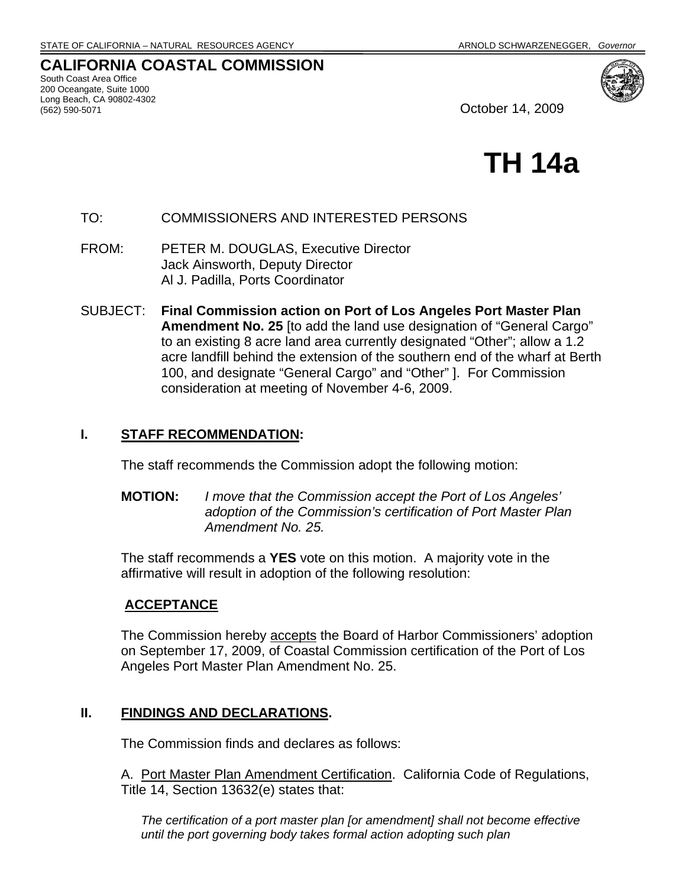STATE OF CALIFORNIA – NATURAL RESOURCES AGENCY ARNOLD SCHWARZENEGGER, *Governor*

# CALIFORNIA COASTAL COMMISSION

South Coast Area Office
200 Oceangate, Suite 1000
Long Beach, CA 90802-4302
(562) 590-5071

October 14, 2009

# TH 14a

TO: COMMISSIONERS AND INTERESTED PERSONS

FROM: PETER M. DOUGLAS, Executive Director
Jack Ainsworth, Deputy Director
Al J. Padilla, Ports Coordinator

SUBJECT: **Final Commission action on Port of Los Angeles Port Master Plan Amendment No. 25** [to add the land use designation of "General Cargo" to an existing 8 acre land area currently designated "Other"; allow a 1.2 acre landfill behind the extension of the southern end of the wharf at Berth 100, and designate "General Cargo" and "Other" ]. For Commission consideration at meeting of November 4-6, 2009.

## I. STAFF RECOMMENDATION:

The staff recommends the Commission adopt the following motion:

**MOTION:** *I move that the Commission accept the Port of Los Angeles' adoption of the Commission's certification of Port Master Plan Amendment No. 25.*

The staff recommends a **YES** vote on this motion. A majority vote in the affirmative will result in adoption of the following resolution:

### ACCEPTANCE

The Commission hereby accepts the Board of Harbor Commissioners' adoption on September 17, 2009, of Coastal Commission certification of the Port of Los Angeles Port Master Plan Amendment No. 25.

## II. FINDINGS AND DECLARATIONS.

The Commission finds and declares as follows:

A. Port Master Plan Amendment Certification. California Code of Regulations, Title 14, Section 13632(e) states that:

> *The certification of a port master plan [or amendment] shall not become effective until the port governing body takes formal action adopting such plan*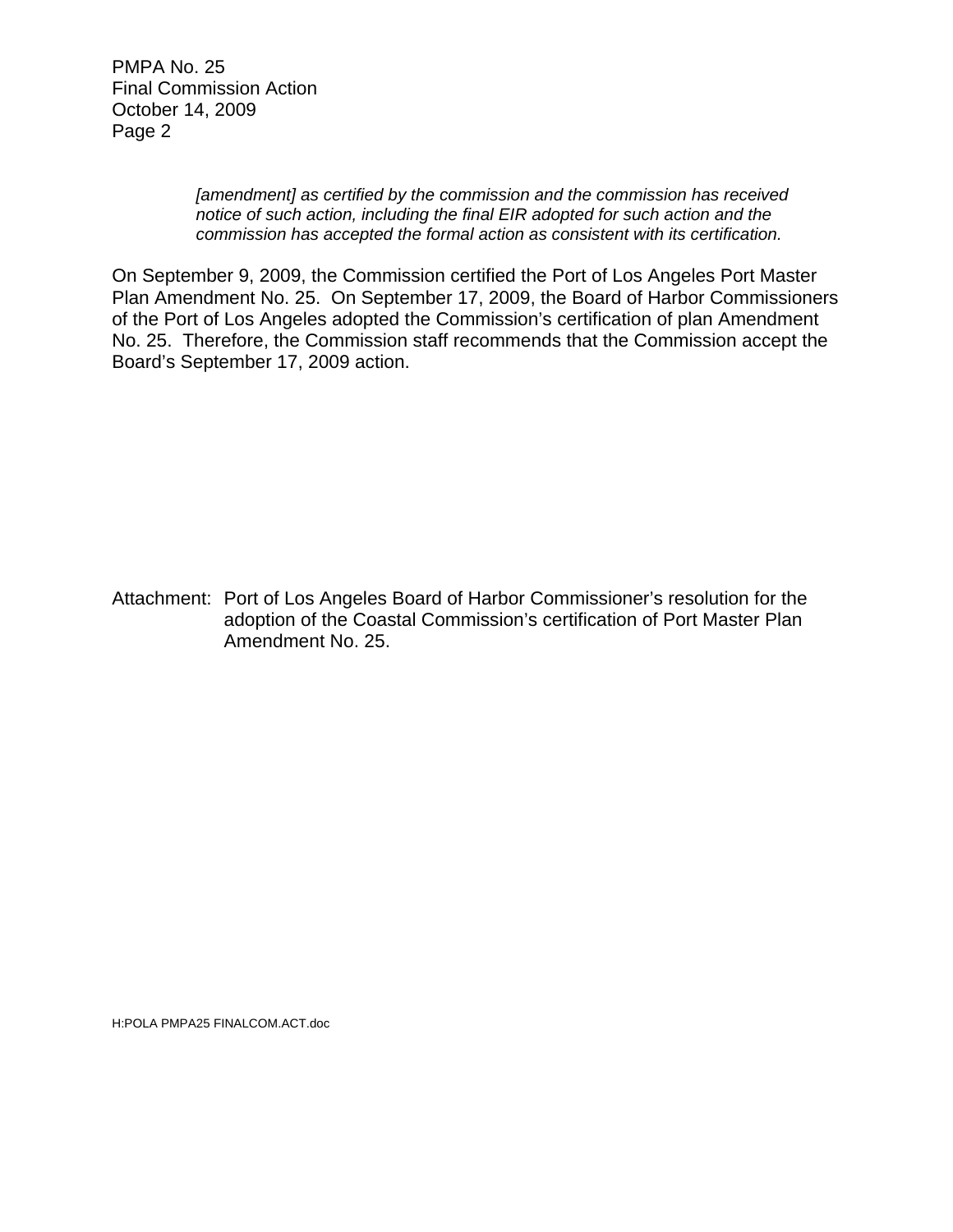> *[amendment] as certified by the commission and the commission has received notice of such action, including the final EIR adopted for such action and the commission has accepted the formal action as consistent with its certification.*

On September 9, 2009, the Commission certified the Port of Los Angeles Port Master Plan Amendment No. 25. On September 17, 2009, the Board of Harbor Commissioners of the Port of Los Angeles adopted the Commission's certification of plan Amendment No. 25. Therefore, the Commission staff recommends that the Commission accept the Board's September 17, 2009 action.

Attachment: Port of Los Angeles Board of Harbor Commissioner's resolution for the adoption of the Coastal Commission's certification of Port Master Plan Amendment No. 25.

H:POLA PMPA25 FINALCOM.ACT.doc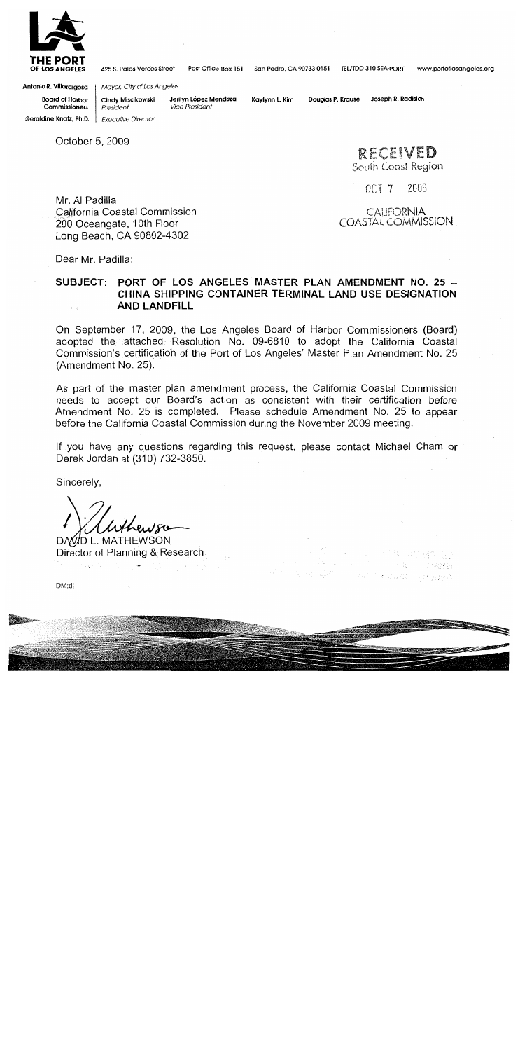**THE PORT OF LOS ANGELES**

425 S. Palos Verdes Street Post Office Box 151 San Pedro, CA 90733-0151 TEL/TDD 310 SEA-PORT www.portoflosangeles.org

Antonio R. Villaraigosa | Mayor, City of Los Angeles

Board of Harbor Commissioners | Cindy Miscikowski, President | Jerilyn López Mendoza, Vice President | Kaylynn L. Kim | Douglas P. Krause | Joseph R. Radisich

Geraldine Knatz, Ph.D. | Executive Director

October 5, 2009

RECEIVED
South Coast Region

OCT 7 2009

CALIFORNIA
COASTAL COMMISSION

Mr. Al Padilla
California Coastal Commission
200 Oceangate, 10th Floor
Long Beach, CA 90802-4302

Dear Mr. Padilla:

**SUBJECT: PORT OF LOS ANGELES MASTER PLAN AMENDMENT NO. 25 – CHINA SHIPPING CONTAINER TERMINAL LAND USE DESIGNATION AND LANDFILL**

On September 17, 2009, the Los Angeles Board of Harbor Commissioners (Board) adopted the attached Resolution No. 09-6810 to adopt the California Coastal Commission's certification of the Port of Los Angeles' Master Plan Amendment No. 25 (Amendment No. 25).

As part of the master plan amendment process, the California Coastal Commission needs to accept our Board's action as consistent with their certification before Amendment No. 25 is completed. Please schedule Amendment No. 25 to appear before the California Coastal Commission during the November 2009 meeting.

If you have any questions regarding this request, please contact Michael Cham or Derek Jordan at (310) 732-3850.

Sincerely,

DAVID L. MATHEWSON
Director of Planning & Research

DM:dj